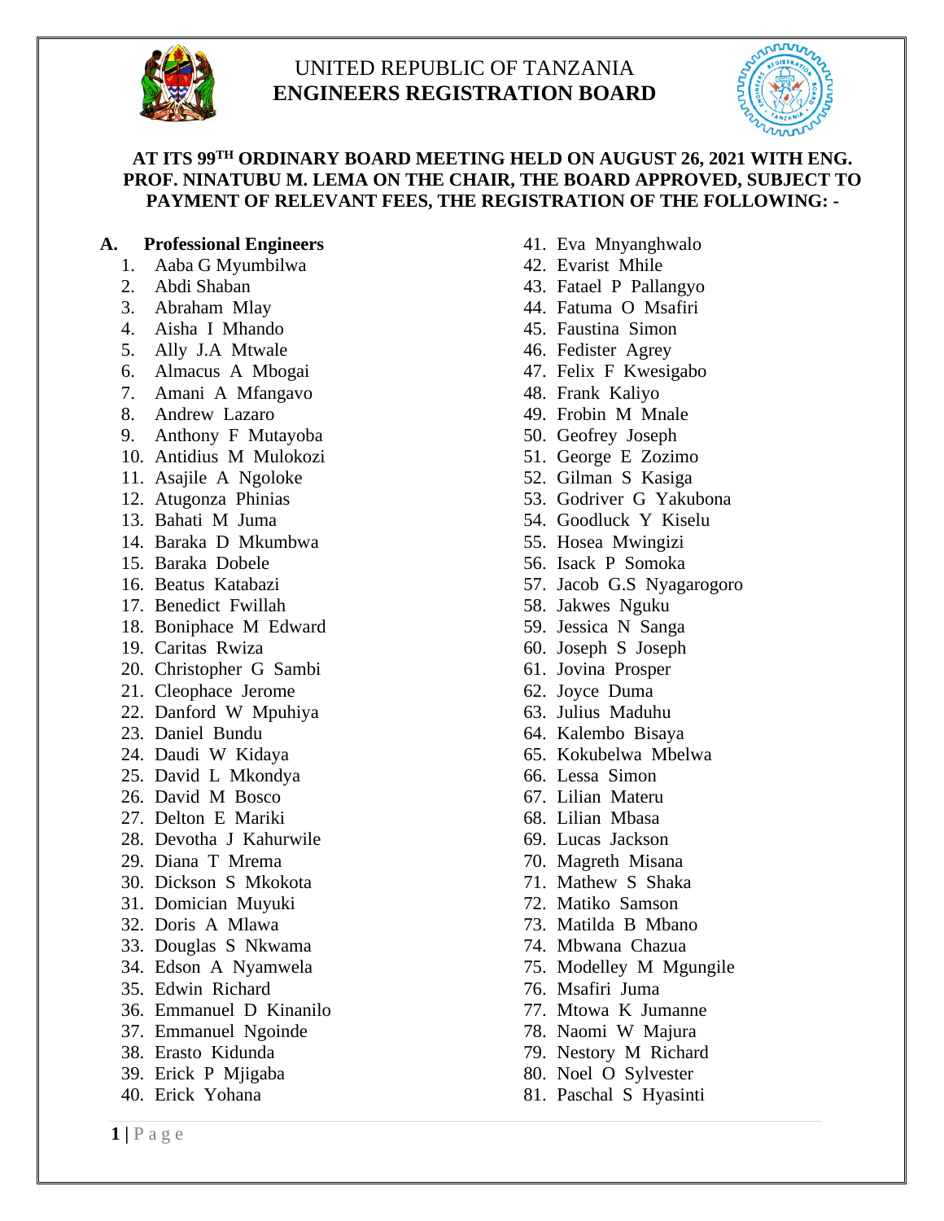# UNITED REPUBLIC OF TANZANIA
# ENGINEERS REGISTRATION BOARD

**AT ITS 99TH ORDINARY BOARD MEETING HELD ON AUGUST 26, 2021 WITH ENG. PROF. NINATUBU M. LEMA ON THE CHAIR, THE BOARD APPROVED, SUBJECT TO PAYMENT OF RELEVANT FEES, THE REGISTRATION OF THE FOLLOWING: -**

**A. Professional Engineers**

1. Aaba G Myumbilwa
2. Abdi Shaban
3. Abraham Mlay
4. Aisha I Mhando
5. Ally J.A Mtwale
6. Almacus A Mbogai
7. Amani A Mfangavo
8. Andrew Lazaro
9. Anthony F Mutayoba
10. Antidius M Mulokozi
11. Asajile A Ngoloke
12. Atugonza Phinias
13. Bahati M Juma
14. Baraka D Mkumbwa
15. Baraka Dobele
16. Beatus Katabazi
17. Benedict Fwillah
18. Boniphace M Edward
19. Caritas Rwiza
20. Christopher G Sambi
21. Cleophace Jerome
22. Danford W Mpuhiya
23. Daniel Bundu
24. Daudi W Kidaya
25. David L Mkondya
26. David M Bosco
27. Delton E Mariki
28. Devotha J Kahurwile
29. Diana T Mrema
30. Dickson S Mkokota
31. Domician Muyuki
32. Doris A Mlawa
33. Douglas S Nkwama
34. Edson A Nyamwela
35. Edwin Richard
36. Emmanuel D Kinanilo
37. Emmanuel Ngoinde
38. Erasto Kidunda
39. Erick P Mjigaba
40. Erick Yohana
41. Eva Mnyanghwalo
42. Evarist Mhile
43. Fatael P Pallangyo
44. Fatuma O Msafiri
45. Faustina Simon
46. Fedister Agrey
47. Felix F Kwesigabo
48. Frank Kaliyo
49. Frobin M Mnale
50. Geofrey Joseph
51. George E Zozimo
52. Gilman S Kasiga
53. Godriver G Yakubona
54. Goodluck Y Kiselu
55. Hosea Mwingizi
56. Isack P Somoka
57. Jacob G.S Nyagarogoro
58. Jakwes Nguku
59. Jessica N Sanga
60. Joseph S Joseph
61. Jovina Prosper
62. Joyce Duma
63. Julius Maduhu
64. Kalembo Bisaya
65. Kokubelwa Mbelwa
66. Lessa Simon
67. Lilian Materu
68. Lilian Mbasa
69. Lucas Jackson
70. Magreth Misana
71. Mathew S Shaka
72. Matiko Samson
73. Matilda B Mbano
74. Mbwana Chazua
75. Modelley M Mgungile
76. Msafiri Juma
77. Mtowa K Jumanne
78. Naomi W Majura
79. Nestory M Richard
80. Noel O Sylvester
81. Paschal S Hyasinti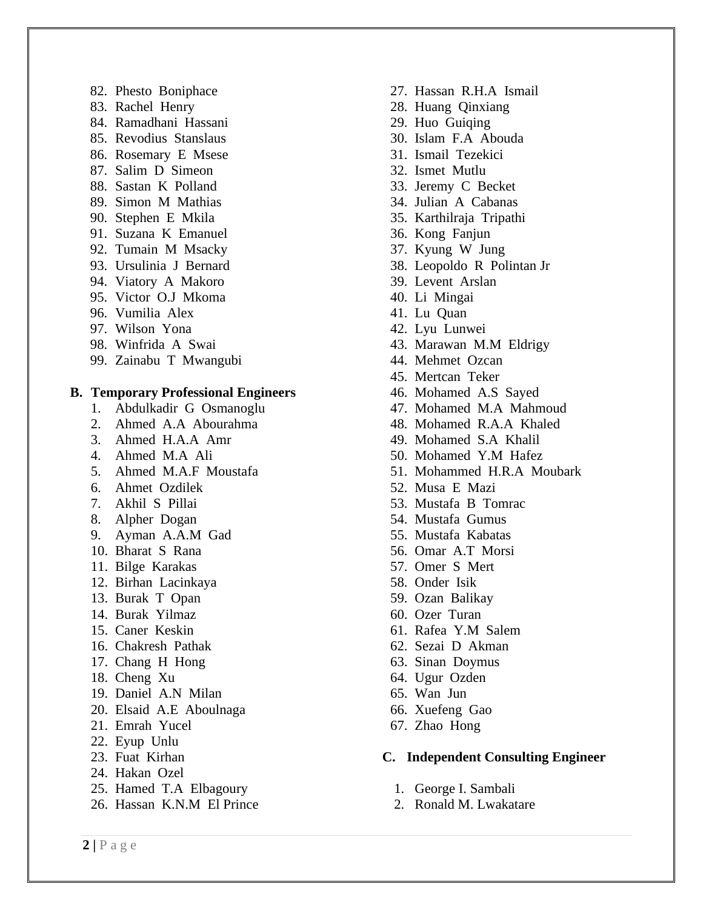82. Phesto Boniphace
83. Rachel Henry
84. Ramadhani Hassani
85. Revodius Stanslaus
86. Rosemary E Msese
87. Salim D Simeon
88. Sastan K Polland
89. Simon M Mathias
90. Stephen E Mkila
91. Suzana K Emanuel
92. Tumain M Msacky
93. Ursulinia J Bernard
94. Viatory A Makoro
95. Victor O.J Mkoma
96. Vumilia Alex
97. Wilson Yona
98. Winfrida A Swai
99. Zainabu T Mwangubi

**B. Temporary Professional Engineers**

1. Abdulkadir G Osmanoglu
2. Ahmed A.A Abourahma
3. Ahmed H.A.A Amr
4. Ahmed M.A Ali
5. Ahmed M.A.F Moustafa
6. Ahmet Ozdilek
7. Akhil S Pillai
8. Alpher Dogan
9. Ayman A.A.M Gad
10. Bharat S Rana
11. Bilge Karakas
12. Birhan Lacinkaya
13. Burak T Opan
14. Burak Yilmaz
15. Caner Keskin
16. Chakresh Pathak
17. Chang H Hong
18. Cheng Xu
19. Daniel A.N Milan
20. Elsaid A.E Aboulnaga
21. Emrah Yucel
22. Eyup Unlu
23. Fuat Kirhan
24. Hakan Ozel
25. Hamed T.A Elbagoury
26. Hassan K.N.M El Prince
27. Hassan R.H.A Ismail
28. Huang Qinxiang
29. Huo Guiqing
30. Islam F.A Abouda
31. Ismail Tezekici
32. Ismet Mutlu
33. Jeremy C Becket
34. Julian A Cabanas
35. Karthilraja Tripathi
36. Kong Fanjun
37. Kyung W Jung
38. Leopoldo R Polintan Jr
39. Levent Arslan
40. Li Mingai
41. Lu Quan
42. Lyu Lunwei
43. Marawan M.M Eldrigy
44. Mehmet Ozcan
45. Mertcan Teker
46. Mohamed A.S Sayed
47. Mohamed M.A Mahmoud
48. Mohamed R.A.A Khaled
49. Mohamed S.A Khalil
50. Mohamed Y.M Hafez
51. Mohammed H.R.A Moubark
52. Musa E Mazi
53. Mustafa B Tomrac
54. Mustafa Gumus
55. Mustafa Kabatas
56. Omar A.T Morsi
57. Omer S Mert
58. Onder Isik
59. Ozan Balikay
60. Ozer Turan
61. Rafea Y.M Salem
62. Sezai D Akman
63. Sinan Doymus
64. Ugur Ozden
65. Wan Jun
66. Xuefeng Gao
67. Zhao Hong

**C. Independent Consulting Engineer**

1. George I. Sambali
2. Ronald M. Lwakatare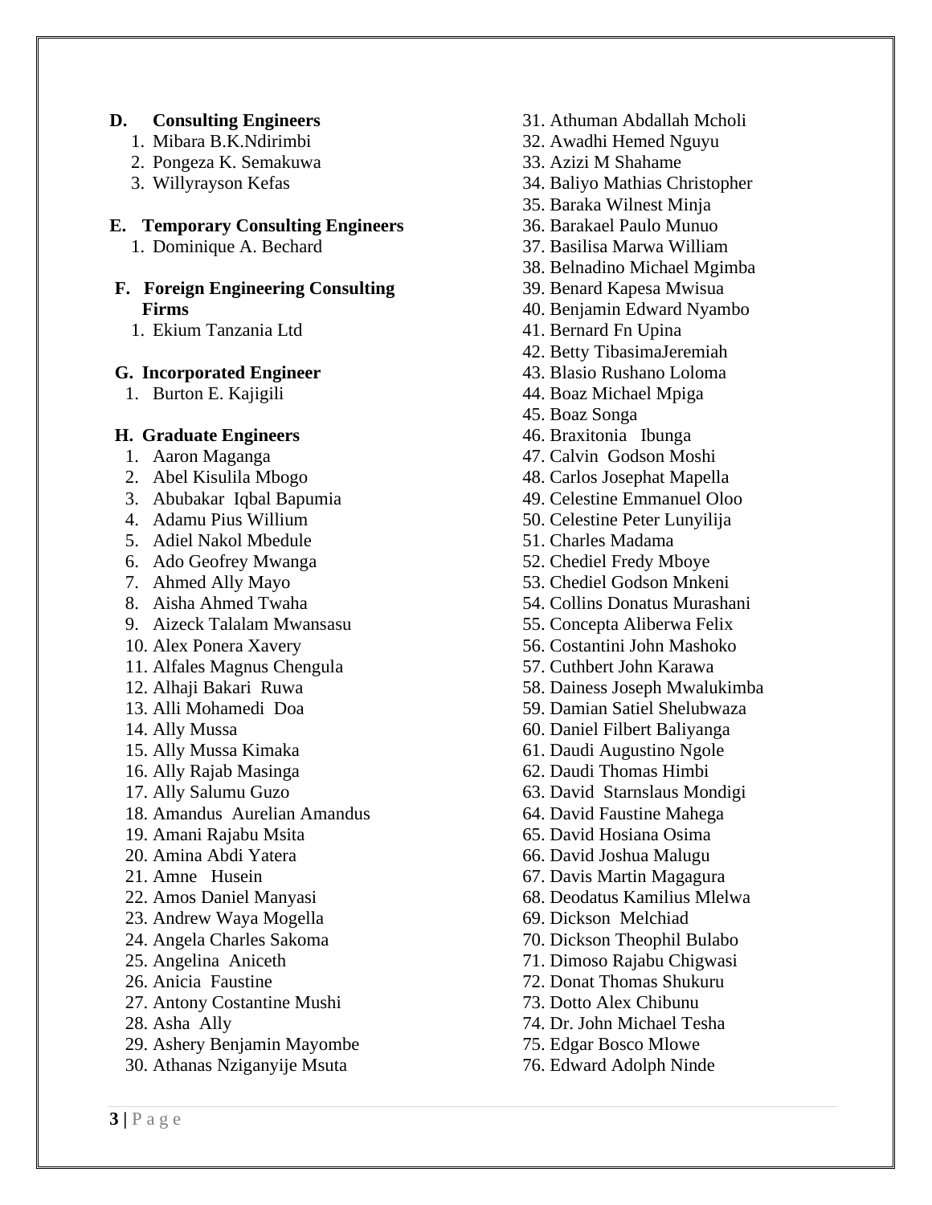**D. Consulting Engineers**

1. Mibara B.K.Ndirimbi
2. Pongeza K. Semakuwa
3. Willyrayson Kefas

**E. Temporary Consulting Engineers**

1. Dominique A. Bechard

**F. Foreign Engineering Consulting Firms**

1. Ekium Tanzania Ltd

**G. Incorporated Engineer**

1. Burton E. Kajigili

**H. Graduate Engineers**

1. Aaron Maganga
2. Abel Kisulila Mbogo
3. Abubakar Iqbal Bapumia
4. Adamu Pius Willium
5. Adiel Nakol Mbedule
6. Ado Geofrey Mwanga
7. Ahmed Ally Mayo
8. Aisha Ahmed Twaha
9. Aizeck Talalam Mwansasu
10. Alex Ponera Xavery
11. Alfales Magnus Chengula
12. Alhaji Bakari Ruwa
13. Alli Mohamedi Doa
14. Ally Mussa
15. Ally Mussa Kimaka
16. Ally Rajab Masinga
17. Ally Salumu Guzo
18. Amandus Aurelian Amandus
19. Amani Rajabu Msita
20. Amina Abdi Yatera
21. Amne Husein
22. Amos Daniel Manyasi
23. Andrew Waya Mogella
24. Angela Charles Sakoma
25. Angelina Aniceth
26. Anicia Faustine
27. Antony Costantine Mushi
28. Asha Ally
29. Ashery Benjamin Mayombe
30. Athanas Nziganyije Msuta
31. Athuman Abdallah Mcholi
32. Awadhi Hemed Nguyu
33. Azizi M Shahame
34. Baliyo Mathias Christopher
35. Baraka Wilnest Minja
36. Barakael Paulo Munuo
37. Basilisa Marwa William
38. Belnadino Michael Mgimba
39. Benard Kapesa Mwisua
40. Benjamin Edward Nyambo
41. Bernard Fn Upina
42. Betty TibasimaJeremiah
43. Blasio Rushano Loloma
44. Boaz Michael Mpiga
45. Boaz Songa
46. Braxitonia Ibunga
47. Calvin Godson Moshi
48. Carlos Josephat Mapella
49. Celestine Emmanuel Oloo
50. Celestine Peter Lunyilija
51. Charles Madama
52. Chediel Fredy Mboye
53. Chediel Godson Mnkeni
54. Collins Donatus Murashani
55. Concepta Aliberwa Felix
56. Costantini John Mashoko
57. Cuthbert John Karawa
58. Dainess Joseph Mwalukimba
59. Damian Satiel Shelubwaza
60. Daniel Filbert Baliyanga
61. Daudi Augustino Ngole
62. Daudi Thomas Himbi
63. David Starnslaus Mondigi
64. David Faustine Mahega
65. David Hosiana Osima
66. David Joshua Malugu
67. Davis Martin Magagura
68. Deodatus Kamilius Mlelwa
69. Dickson Melchiad
70. Dickson Theophil Bulabo
71. Dimoso Rajabu Chigwasi
72. Donat Thomas Shukuru
73. Dotto Alex Chibunu
74. Dr. John Michael Tesha
75. Edgar Bosco Mlowe
76. Edward Adolph Ninde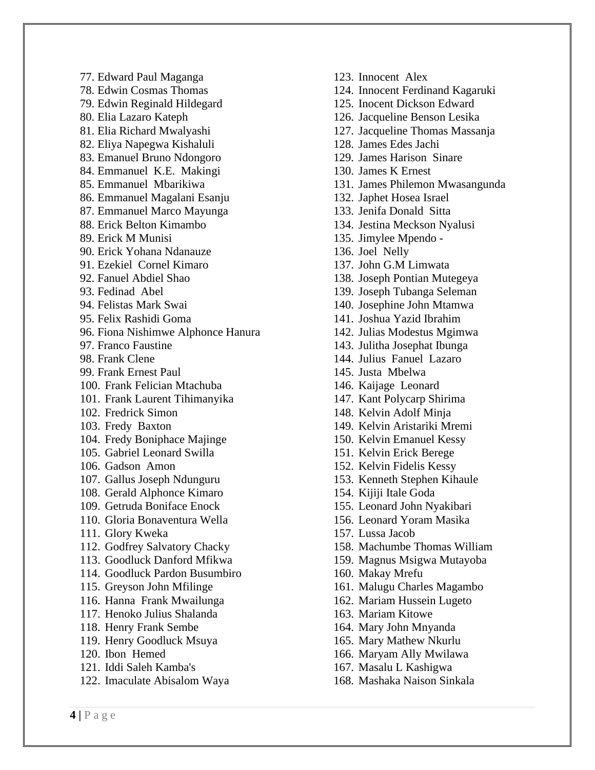77. Edward Paul Maganga
78. Edwin Cosmas Thomas
79. Edwin Reginald Hildegard
80. Elia Lazaro Kateph
81. Elia Richard Mwalyashi
82. Eliya Napegwa Kishaluli
83. Emanuel Bruno Ndongoro
84. Emmanuel K.E. Makingi
85. Emmanuel Mbarikiwa
86. Emmanuel Magalani Esanju
87. Emmanuel Marco Mayunga
88. Erick Belton Kimambo
89. Erick M Munisi
90. Erick Yohana Ndanauze
91. Ezekiel Cornel Kimaro
92. Fanuel Abdiel Shao
93. Fedinad Abel
94. Felistas Mark Swai
95. Felix Rashidi Goma
96. Fiona Nishimwe Alphonce Hanura
97. Franco Faustine
98. Frank Clene
99. Frank Ernest Paul
100. Frank Felician Mtachuba
101. Frank Laurent Tihimanyika
102. Fredrick Simon
103. Fredy Baxton
104. Fredy Boniphace Majinge
105. Gabriel Leonard Swilla
106. Gadson Amon
107. Gallus Joseph Ndunguru
108. Gerald Alphonce Kimaro
109. Getruda Boniface Enock
110. Gloria Bonaventura Wella
111. Glory Kweka
112. Godfrey Salvatory Chacky
113. Goodluck Danford Mfikwa
114. Goodluck Pardon Busumbiro
115. Greyson John Mfilinge
116. Hanna Frank Mwailunga
117. Henoko Julius Shalanda
118. Henry Frank Sembe
119. Henry Goodluck Msuya
120. Ibon Hemed
121. Iddi Saleh Kamba's
122. Imaculate Abisalom Waya
123. Innocent Alex
124. Innocent Ferdinand Kagaruki
125. Inocent Dickson Edward
126. Jacqueline Benson Lesika
127. Jacqueline Thomas Massanja
128. James Edes Jachi
129. James Harison Sinare
130. James K Ernest
131. James Philemon Mwasangunda
132. Japhet Hosea Israel
133. Jenifa Donald Sitta
134. Jestina Meckson Nyalusi
135. Jimylee Mpendo -
136. Joel Nelly
137. John G.M Limwata
138. Joseph Pontian Mutegeya
139. Joseph Tubanga Seleman
140. Josephine John Mtamwa
141. Joshua Yazid Ibrahim
142. Julias Modestus Mgimwa
143. Julitha Josephat Ibunga
144. Julius Fanuel Lazaro
145. Justa Mbelwa
146. Kaijage Leonard
147. Kant Polycarp Shirima
148. Kelvin Adolf Minja
149. Kelvin Aristariki Mremi
150. Kelvin Emanuel Kessy
151. Kelvin Erick Berege
152. Kelvin Fidelis Kessy
153. Kenneth Stephen Kihaule
154. Kijiji Itale Goda
155. Leonard John Nyakibari
156. Leonard Yoram Masika
157. Lussa Jacob
158. Machumbe Thomas William
159. Magnus Msigwa Mutayoba
160. Makay Mrefu
161. Malugu Charles Magambo
162. Mariam Hussein Lugeto
163. Mariam Kitowe
164. Mary John Mnyanda
165. Mary Mathew Nkurlu
166. Maryam Ally Mwilawa
167. Masalu L Kashigwa
168. Mashaka Naison Sinkala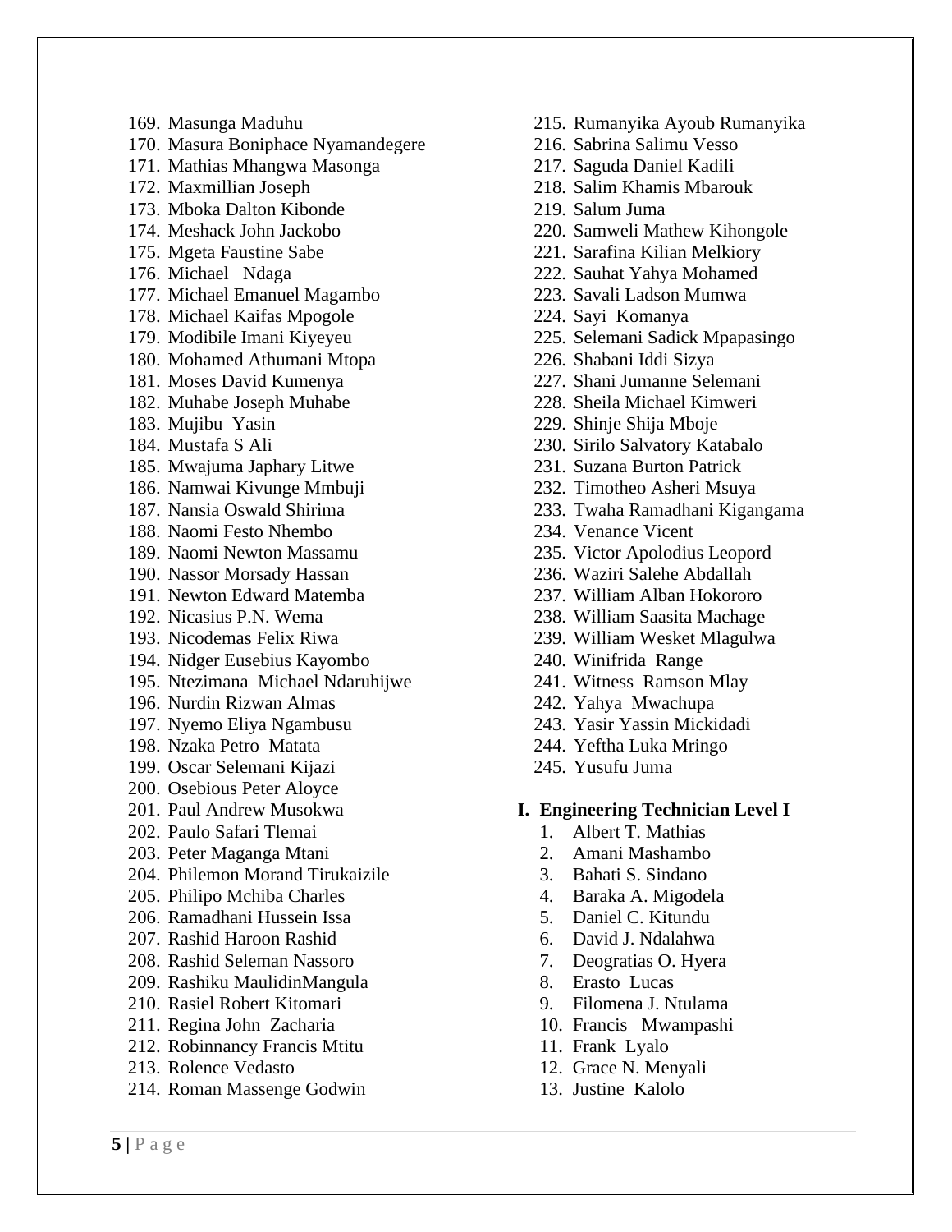169. Masunga Maduhu
170. Masura Boniphace Nyamandegere
171. Mathias Mhangwa Masonga
172. Maxmillian Joseph
173. Mboka Dalton Kibonde
174. Meshack John Jackobo
175. Mgeta Faustine Sabe
176. Michael Ndaga
177. Michael Emanuel Magambo
178. Michael Kaifas Mpogole
179. Modibile Imani Kiyeyeu
180. Mohamed Athumani Mtopa
181. Moses David Kumenya
182. Muhabe Joseph Muhabe
183. Mujibu Yasin
184. Mustafa S Ali
185. Mwajuma Japhary Litwe
186. Namwai Kivunge Mmbuji
187. Nansia Oswald Shirima
188. Naomi Festo Nhembo
189. Naomi Newton Massamu
190. Nassor Morsady Hassan
191. Newton Edward Matemba
192. Nicasius P.N. Wema
193. Nicodemas Felix Riwa
194. Nidger Eusebius Kayombo
195. Ntezimana Michael Ndaruhijwe
196. Nurdin Rizwan Almas
197. Nyemo Eliya Ngambusu
198. Nzaka Petro Matata
199. Oscar Selemani Kijazi
200. Osebious Peter Aloyce
201. Paul Andrew Musokwa
202. Paulo Safari Tlemai
203. Peter Maganga Mtani
204. Philemon Morand Tirukaizile
205. Philipo Mchiba Charles
206. Ramadhani Hussein Issa
207. Rashid Haroon Rashid
208. Rashid Seleman Nassoro
209. Rashiku MaulidinMangula
210. Rasiel Robert Kitomari
211. Regina John Zacharia
212. Robinnancy Francis Mtitu
213. Rolence Vedasto
214. Roman Massenge Godwin
215. Rumanyika Ayoub Rumanyika
216. Sabrina Salimu Vesso
217. Saguda Daniel Kadili
218. Salim Khamis Mbarouk
219. Salum Juma
220. Samweli Mathew Kihongole
221. Sarafina Kilian Melkiory
222. Sauhat Yahya Mohamed
223. Savali Ladson Mumwa
224. Sayi Komanya
225. Selemani Sadick Mpapasingo
226. Shabani Iddi Sizya
227. Shani Jumanne Selemani
228. Sheila Michael Kimweri
229. Shinje Shija Mboje
230. Sirilo Salvatory Katabalo
231. Suzana Burton Patrick
232. Timotheo Asheri Msuya
233. Twaha Ramadhani Kigangama
234. Venance Vicent
235. Victor Apolodius Leopord
236. Waziri Salehe Abdallah
237. William Alban Hokororo
238. William Saasita Machage
239. William Wesket Mlagulwa
240. Winifrida Range
241. Witness Ramson Mlay
242. Yahya Mwachupa
243. Yasir Yassin Mickidadi
244. Yeftha Luka Mringo
245. Yusufu Juma

## I. Engineering Technician Level I

1. Albert T. Mathias
2. Amani Mashambo
3. Bahati S. Sindano
4. Baraka A. Migodela
5. Daniel C. Kitundu
6. David J. Ndalahwa
7. Deogratias O. Hyera
8. Erasto Lucas
9. Filomena J. Ntulama
10. Francis Mwampashi
11. Frank Lyalo
12. Grace N. Menyali
13. Justine Kalolo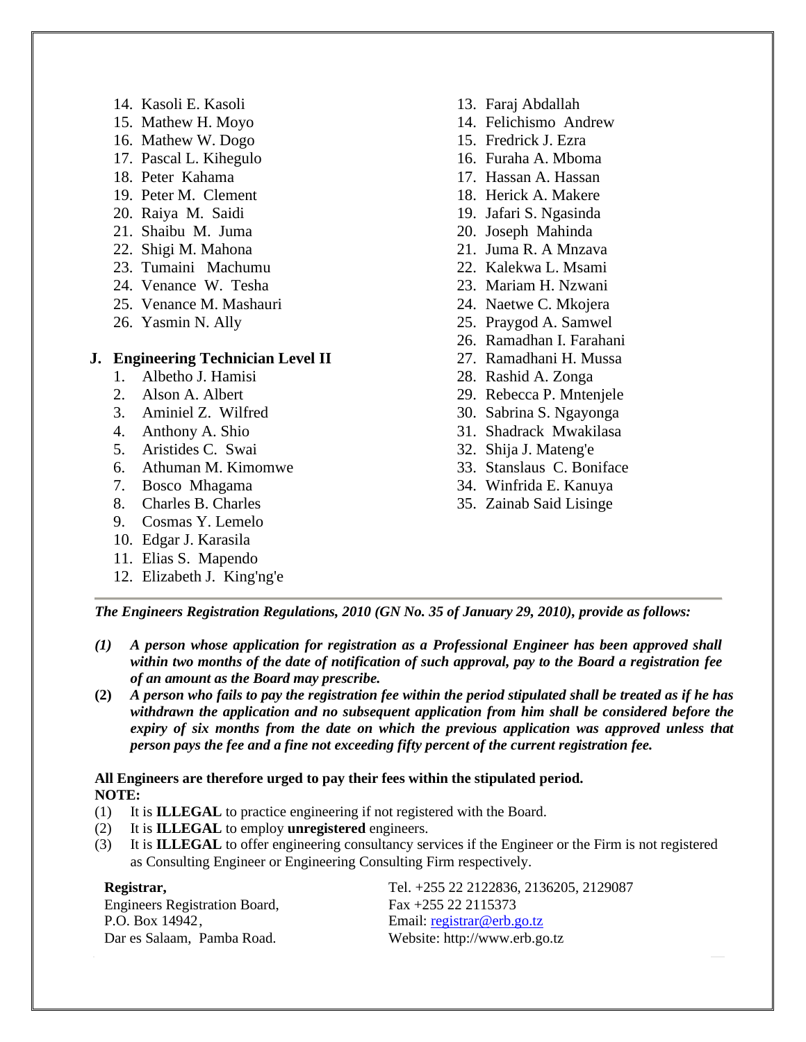14. Kasoli E. Kasoli
15. Mathew H. Moyo
16. Mathew W. Dogo
17. Pascal L. Kihegulo
18. Peter Kahama
19. Peter M. Clement
20. Raiya M. Saidi
21. Shaibu M. Juma
22. Shigi M. Mahona
23. Tumaini Machumu
24. Venance W. Tesha
25. Venance M. Mashauri
26. Yasmin N. Ally

## J. Engineering Technician Level II

1. Albetho J. Hamisi
2. Alson A. Albert
3. Aminiel Z. Wilfred
4. Anthony A. Shio
5. Aristides C. Swai
6. Athuman M. Kimomwe
7. Bosco Mhagama
8. Charles B. Charles
9. Cosmas Y. Lemelo
10. Edgar J. Karasila
11. Elias S. Mapendo
12. Elizabeth J. King'ng'e
13. Faraj Abdallah
14. Felichismo Andrew
15. Fredrick J. Ezra
16. Furaha A. Mboma
17. Hassan A. Hassan
18. Herick A. Makere
19. Jafari S. Ngasinda
20. Joseph Mahinda
21. Juma R. A Mnzava
22. Kalekwa L. Msami
23. Mariam H. Nzwani
24. Naetwe C. Mkojera
25. Praygod A. Samwel
26. Ramadhan I. Farahani
27. Ramadhani H. Mussa
28. Rashid A. Zonga
29. Rebecca P. Mntenjele
30. Sabrina S. Ngayonga
31. Shadrack Mwakilasa
32. Shija J. Mateng'e
33. Stanslaus C. Boniface
34. Winfrida E. Kanuya
35. Zainab Said Lisinge

---

***The Engineers Registration Regulations, 2010 (GN No. 35 of January 29, 2010), provide as follows:***

***(1) A person whose application for registration as a Professional Engineer has been approved shall within two months of the date of notification of such approval, pay to the Board a registration fee of an amount as the Board may prescribe.***

***(2) A person who fails to pay the registration fee within the period stipulated shall be treated as if he has withdrawn the application and no subsequent application from him shall be considered before the expiry of six months from the date on which the previous application was approved unless that person pays the fee and a fine not exceeding fifty percent of the current registration fee.***

**All Engineers are therefore urged to pay their fees within the stipulated period.**

**NOTE:**

(1) It is **ILLEGAL** to practice engineering if not registered with the Board.
(2) It is **ILLEGAL** to employ **unregistered** engineers.
(3) It is **ILLEGAL** to offer engineering consultancy services if the Engineer or the Firm is not registered as Consulting Engineer or Engineering Consulting Firm respectively.

**Registrar,**
Engineers Registration Board,
P.O. Box 14942,
Dar es Salaam, Pamba Road.

Tel. +255 22 2122836, 2136205, 2129087
Fax +255 22 2115373
Email: registrar@erb.go.tz
Website: http://www.erb.go.tz